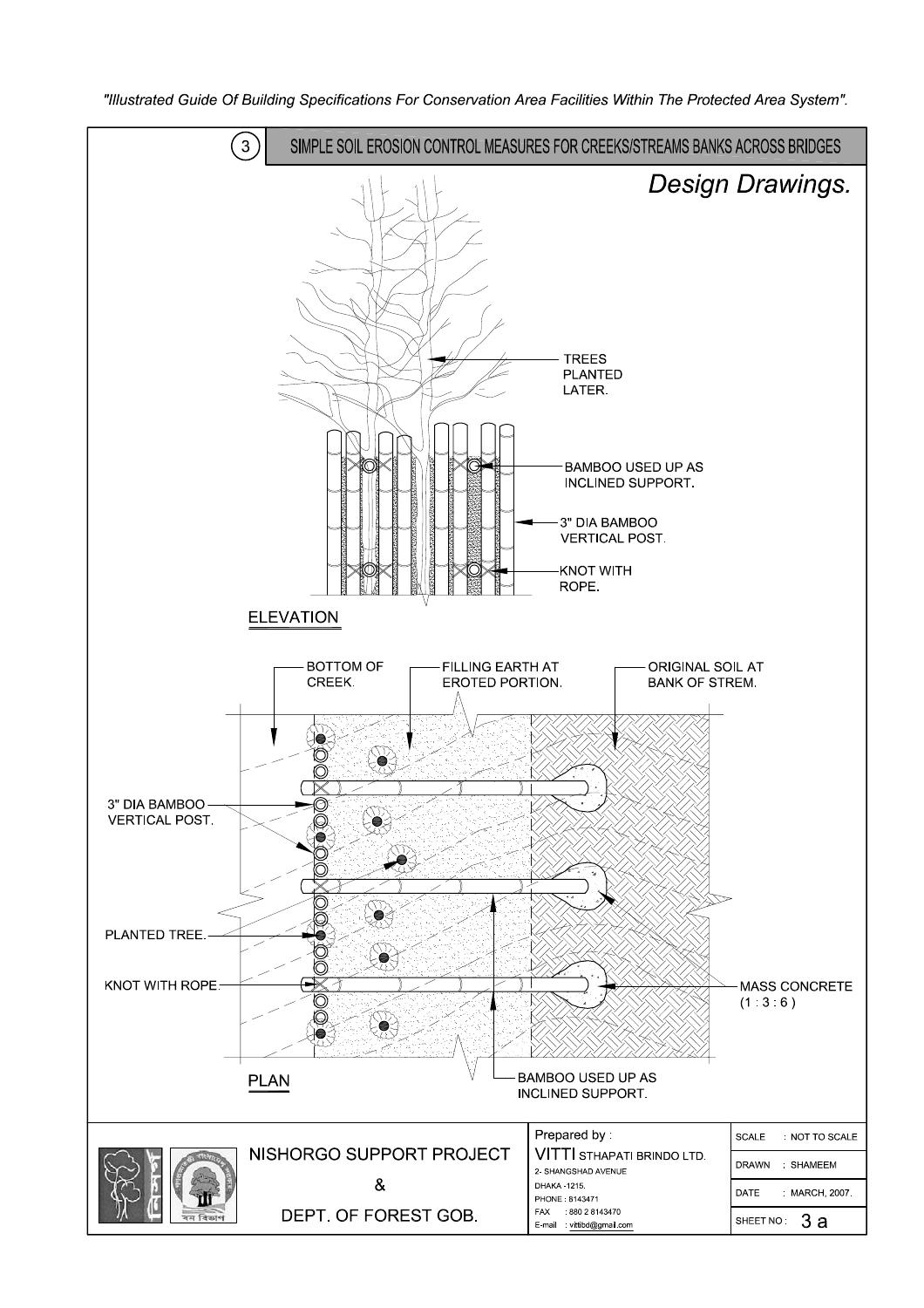*"Illustrated Guide Of Building Specifications For Conservation Area Facilities Within The Protected Area System".*

## (3) SIMPLE SOIL EROSION CONTROL MEASURES FOR CREEKS/STREAMS BANKS ACROSS BRIDGES

*Design Drawings.*

TREES PLANTED LATER.

BAMBOO USED UP AS INCLINED SUPPORT.

3" DIA BAMBOO VERTICAL POST.

KNOT WITH ROPE.

ELEVATION

BOTTOM OF CREEK.

FILLING EARTH AT EROTED PORTION.

ORIGINAL SOIL AT BANK OF STREM.

3" DIA BAMBOO VERTICAL POST.

PLANTED TREE.

KNOT WITH ROPE.

MASS CONCRETE (1 : 3 : 6 )

BAMBOO USED UP AS INCLINED SUPPORT.

PLAN

| NISHORGO SUPPORT PROJECT & DEPT. OF FOREST GOB. | Prepared by : VITTI STHAPATI BRINDO LTD. 2- SHANGSHAD AVENUE DHAKA -1215. PHONE : 8143471 FAX : 880 2 8143470 E-mail : vittibd@gmail.com | SCALE : NOT TO SCALE |
|---|---|---|
| | | DRAWN : SHAMEEM |
| | | DATE : MARCH, 2007. |
| | | SHEET NO : 3 a |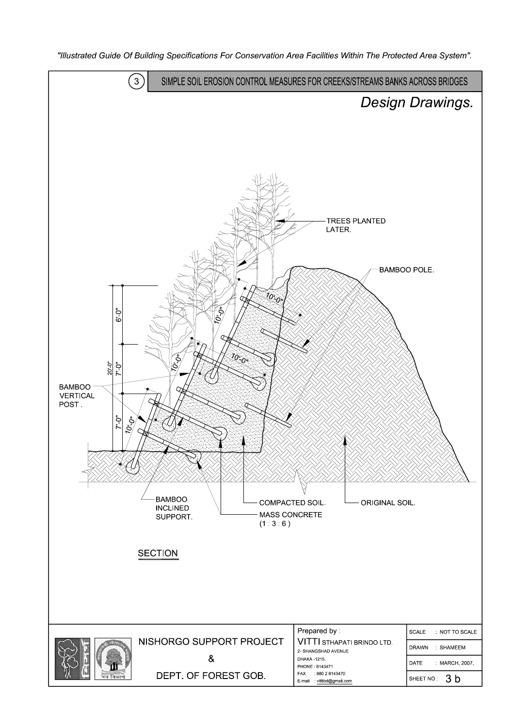"Illustrated Guide Of Building Specifications For Conservation Area Facilities Within The Protected Area System".

## 3 SIMPLE SOIL EROSION CONTROL MEASURES FOR CREEKS/STREAMS BANKS ACROSS BRIDGES

*Design Drawings.*

TREES PLANTED LATER.

BAMBOO POLE.

BAMBOO VERTICAL POST.

6'-0"

7'-0"

7'-0"

20'-0"

10'-0"

BAMBOO INCLINED SUPPORT.

COMPACTED SOIL.

ORIGINAL SOIL.

MASS CONCRETE (1 : 3 : 6)

SECTION

| NISHORGO SUPPORT PROJECT & DEPT. OF FOREST GOB. | Prepared by : VITTI STHAPATI BRINDO LTD. 2- SHANGSHAD AVENUE DHAKA -1215. PHONE : 8143471 FAX : 880 2 8143470 E-mail : vittibd@gmail.com | SCALE : NOT TO SCALE |
|---|---|---|
| | | DRAWN : SHAMEEM |
| | | DATE : MARCH, 2007. |
| | | SHEET NO : 3 b |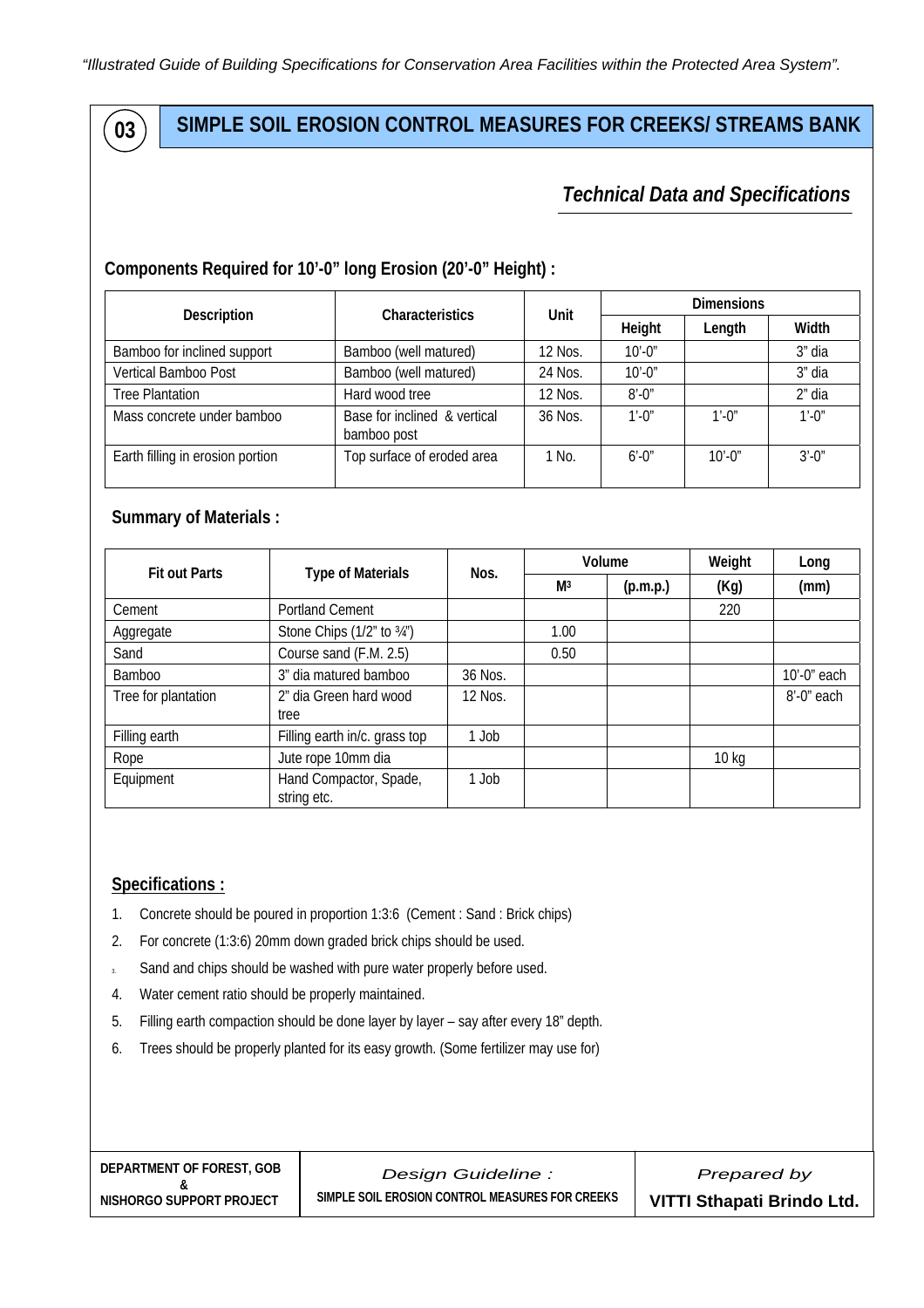## 03 SIMPLE SOIL EROSION CONTROL MEASURES FOR CREEKS/ STREAMS BANK

### *Technical Data and Specifications*

**Components Required for 10'-0" long Erosion (20'-0" Height) :**

| Description | Characteristics | Unit | Dimensions | | |
|---|---|---|---|---|---|
| | | | Height | Length | Width |
| Bamboo for inclined support | Bamboo (well matured) | 12 Nos. | 10'-0" | | 3" dia |
| Vertical Bamboo Post | Bamboo (well matured) | 24 Nos. | 10'-0" | | 3" dia |
| Tree Plantation | Hard wood tree | 12 Nos. | 8'-0" | | 2" dia |
| Mass concrete under bamboo | Base for inclined & vertical bamboo post | 36 Nos. | 1'-0" | 1'-0" | 1'-0" |
| Earth filling in erosion portion | Top surface of eroded area | 1 No. | 6'-0" | 10'-0" | 3'-0" |

**Summary of Materials :**

| Fit out Parts | Type of Materials | Nos. | Volume | | Weight | Long |
|---|---|---|---|---|---|---|
| | | | M³ | (p.m.p.) | (Kg) | (mm) |
| Cement | Portland Cement | | | | 220 | |
| Aggregate | Stone Chips (1/2" to ¾") | | 1.00 | | | |
| Sand | Course sand (F.M. 2.5) | | 0.50 | | | |
| Bamboo | 3" dia matured bamboo | 36 Nos. | | | | 10'-0" each |
| Tree for plantation | 2" dia Green hard wood tree | 12 Nos. | | | | 8'-0" each |
| Filling earth | Filling earth in/c. grass top | 1 Job | | | | |
| Rope | Jute rope 10mm dia | | | | 10 kg | |
| Equipment | Hand Compactor, Spade, string etc. | 1 Job | | | | |

**Specifications :**

1. Concrete should be poured in proportion 1:3:6 (Cement : Sand : Brick chips)
2. For concrete (1:3:6) 20mm down graded brick chips should be used.
3. Sand and chips should be washed with pure water properly before used.
4. Water cement ratio should be properly maintained.
5. Filling earth compaction should be done layer by layer – say after every 18" depth.
6. Trees should be properly planted for its easy growth. (Some fertilizer may use for)

| | | |
|---|---|---|
| DEPARTMENT OF FOREST, GOB & NISHORGO SUPPORT PROJECT | *Design Guideline :* SIMPLE SOIL EROSION CONTROL MEASURES FOR CREEKS | *Prepared by* **VITTI Sthapati Brindo Ltd.** |